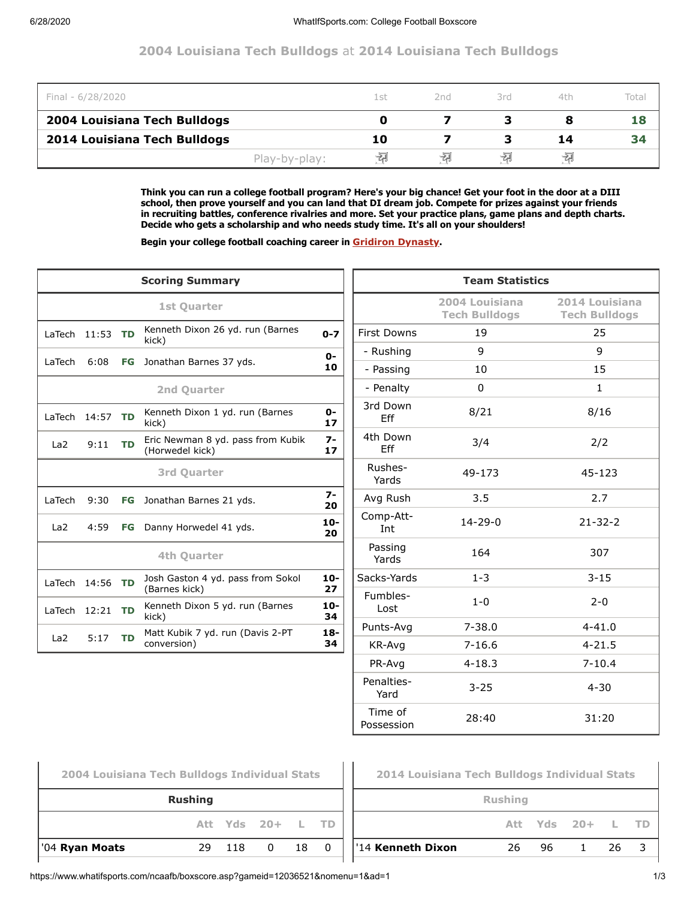## 2004 Louisiana Tech Bulldogs at 2014 Louisiana Tech Bulldogs

| Final - 6/28/2020 | 1st | 2nd | 3rd | 4th | Total |
|---|---|---|---|---|---|
| **2004 Louisiana Tech Bulldogs** | **0** | **7** | **3** | **8** | **18** |
| **2014 Louisiana Tech Bulldogs** | **10** | **7** | **3** | **14** | **34** |
| Play-by-play: | | | | | |

**Think you can run a college football program? Here's your big chance! Get your foot in the door at a DIII school, then prove yourself and you can land that DI dream job. Compete for prizes against your friends in recruiting battles, conference rivalries and more. Set your practice plans, game plans and depth charts. Decide who gets a scholarship and who needs study time. It's all on your shoulders!**

**Begin your college football coaching career in Gridiron Dynasty.**

### Scoring Summary

| Team | Time | Type | Play | Score |
|---|---|---|---|---|
| **1st Quarter** | | | | |
| LaTech | 11:53 | TD | Kenneth Dixon 26 yd. run (Barnes kick) | 0-7 |
| LaTech | 6:08 | FG | Jonathan Barnes 37 yds. | 0-10 |
| **2nd Quarter** | | | | |
| LaTech | 14:57 | TD | Kenneth Dixon 1 yd. run (Barnes kick) | 0-17 |
| La2 | 9:11 | TD | Eric Newman 8 yd. pass from Kubik (Horwedel kick) | 7-17 |
| **3rd Quarter** | | | | |
| LaTech | 9:30 | FG | Jonathan Barnes 21 yds. | 7-20 |
| La2 | 4:59 | FG | Danny Horwedel 41 yds. | 10-20 |
| **4th Quarter** | | | | |
| LaTech | 14:56 | TD | Josh Gaston 4 yd. pass from Sokol (Barnes kick) | 10-27 |
| LaTech | 12:21 | TD | Kenneth Dixon 5 yd. run (Barnes kick) | 10-34 |
| La2 | 5:17 | TD | Matt Kubik 7 yd. run (Davis 2-PT conversion) | 18-34 |

### Team Statistics

| | 2004 Louisiana Tech Bulldogs | 2014 Louisiana Tech Bulldogs |
|---|---|---|
| First Downs | 19 | 25 |
| - Rushing | 9 | 9 |
| - Passing | 10 | 15 |
| - Penalty | 0 | 1 |
| 3rd Down Eff | 8/21 | 8/16 |
| 4th Down Eff | 3/4 | 2/2 |
| Rushes-Yards | 49-173 | 45-123 |
| Avg Rush | 3.5 | 2.7 |
| Comp-Att-Int | 14-29-0 | 21-32-2 |
| Passing Yards | 164 | 307 |
| Sacks-Yards | 1-3 | 3-15 |
| Fumbles-Lost | 1-0 | 2-0 |
| Punts-Avg | 7-38.0 | 4-41.0 |
| KR-Avg | 7-16.6 | 4-21.5 |
| PR-Avg | 4-18.3 | 7-10.4 |
| Penalties-Yard | 3-25 | 4-30 |
| Time of Possession | 28:40 | 31:20 |

### 2004 Louisiana Tech Bulldogs Individual Stats

**Rushing**

| | Att | Yds | 20+ | L | TD |
|---|---|---|---|---|---|
| '04 **Ryan Moats** | 29 | 118 | 0 | 18 | 0 |

### 2014 Louisiana Tech Bulldogs Individual Stats

**Rushing**

| | Att | Yds | 20+ | L | TD |
|---|---|---|---|---|---|
| '14 **Kenneth Dixon** | 26 | 96 | 1 | 26 | 3 |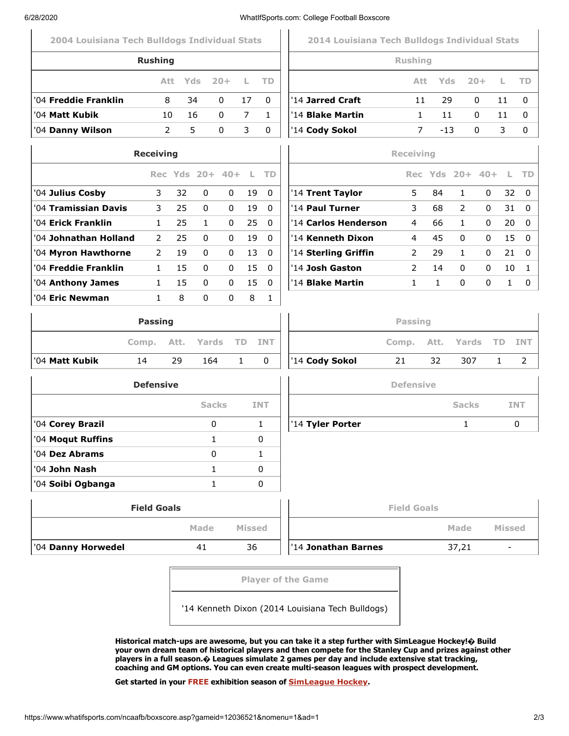## 2004 Louisiana Tech Bulldogs Individual Stats

### Rushing

| | Att | Yds | 20+ | L | TD |
|---|---|---|---|---|---|
| '04 **Freddie Franklin** | 8 | 34 | 0 | 17 | 0 |
| '04 **Matt Kubik** | 10 | 16 | 0 | 7 | 1 |
| '04 **Danny Wilson** | 2 | 5 | 0 | 3 | 0 |

### Receiving

| | Rec | Yds | 20+ | 40+ | L | TD |
|---|---|---|---|---|---|---|
| '04 **Julius Cosby** | 3 | 32 | 0 | 0 | 19 | 0 |
| '04 **Tramissian Davis** | 3 | 25 | 0 | 0 | 19 | 0 |
| '04 **Erick Franklin** | 1 | 25 | 1 | 0 | 25 | 0 |
| '04 **Johnathan Holland** | 2 | 25 | 0 | 0 | 19 | 0 |
| '04 **Myron Hawthorne** | 2 | 19 | 0 | 0 | 13 | 0 |
| '04 **Freddie Franklin** | 1 | 15 | 0 | 0 | 15 | 0 |
| '04 **Anthony James** | 1 | 15 | 0 | 0 | 15 | 0 |
| '04 **Eric Newman** | 1 | 8 | 0 | 0 | 8 | 1 |

### Passing

| | Comp. | Att. | Yards | TD | INT |
|---|---|---|---|---|---|
| '04 **Matt Kubik** | 14 | 29 | 164 | 1 | 0 |

### Defensive

| | Sacks | INT |
|---|---|---|
| '04 **Corey Brazil** | 0 | 1 |
| '04 **Moqut Ruffins** | 1 | 0 |
| '04 **Dez Abrams** | 0 | 1 |
| '04 **John Nash** | 1 | 0 |
| '04 **Soibi Ogbanga** | 1 | 0 |

### Field Goals

| | Made | Missed |
|---|---|---|
| '04 **Danny Horwedel** | 41 | 36 |

## 2014 Louisiana Tech Bulldogs Individual Stats

### Rushing

| | Att | Yds | 20+ | L | TD |
|---|---|---|---|---|---|
| '14 **Jarred Craft** | 11 | 29 | 0 | 11 | 0 |
| '14 **Blake Martin** | 1 | 11 | 0 | 11 | 0 |
| '14 **Cody Sokol** | 7 | -13 | 0 | 3 | 0 |

### Receiving

| | Rec | Yds | 20+ | 40+ | L | TD |
|---|---|---|---|---|---|---|
| '14 **Trent Taylor** | 5 | 84 | 1 | 0 | 32 | 0 |
| '14 **Paul Turner** | 3 | 68 | 2 | 0 | 31 | 0 |
| '14 **Carlos Henderson** | 4 | 66 | 1 | 0 | 20 | 0 |
| '14 **Kenneth Dixon** | 4 | 45 | 0 | 0 | 15 | 0 |
| '14 **Sterling Griffin** | 2 | 29 | 1 | 0 | 21 | 0 |
| '14 **Josh Gaston** | 2 | 14 | 0 | 0 | 10 | 1 |
| '14 **Blake Martin** | 1 | 1 | 0 | 0 | 1 | 0 |

### Passing

| | Comp. | Att. | Yards | TD | INT |
|---|---|---|---|---|---|
| '14 **Cody Sokol** | 21 | 32 | 307 | 1 | 2 |

### Defensive

| | Sacks | INT |
|---|---|---|
| '14 **Tyler Porter** | 1 | 0 |

### Field Goals

| | Made | Missed |
|---|---|---|
| '14 **Jonathan Barnes** | 37,21 | - |

### Player of the Game

'14 Kenneth Dixon (2014 Louisiana Tech Bulldogs)

**Historical match-ups are awesome, but you can take it a step further with SimLeague Hockey!� Build your own dream team of historical players and then compete for the Stanley Cup and prizes against other players in a full season.� Leagues simulate 2 games per day and include extensive stat tracking, coaching and GM options. You can even create multi-season leagues with prospect development.**

**Get started in your FREE exhibition season of SimLeague Hockey.**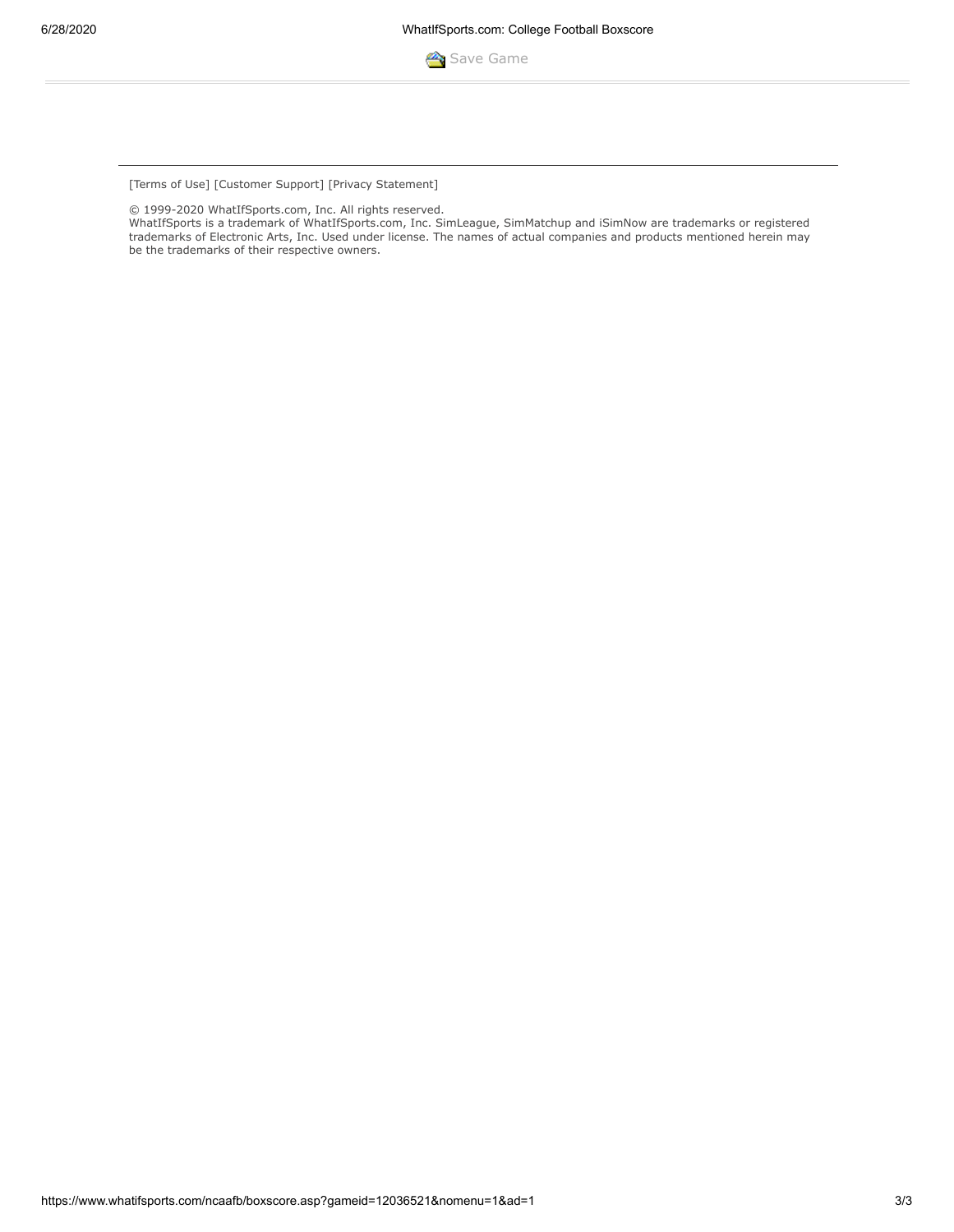Save Game

[Terms of Use] [Customer Support] [Privacy Statement]

© 1999-2020 WhatIfSports.com, Inc. All rights reserved.
WhatIfSports is a trademark of WhatIfSports.com, Inc. SimLeague, SimMatchup and iSimNow are trademarks or registered trademarks of Electronic Arts, Inc. Used under license. The names of actual companies and products mentioned herein may be the trademarks of their respective owners.